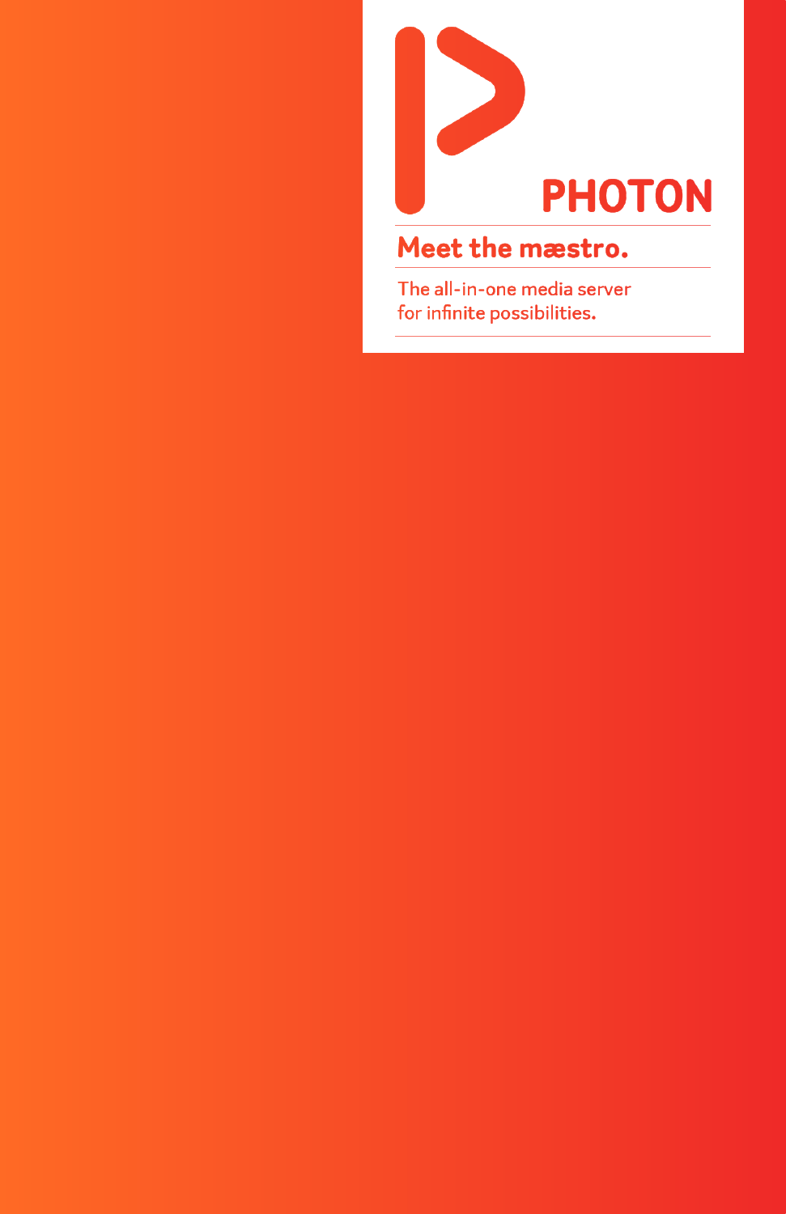# PHOTON

## Meet the mæstro.

The all-in-one media server
for infinite possibilities.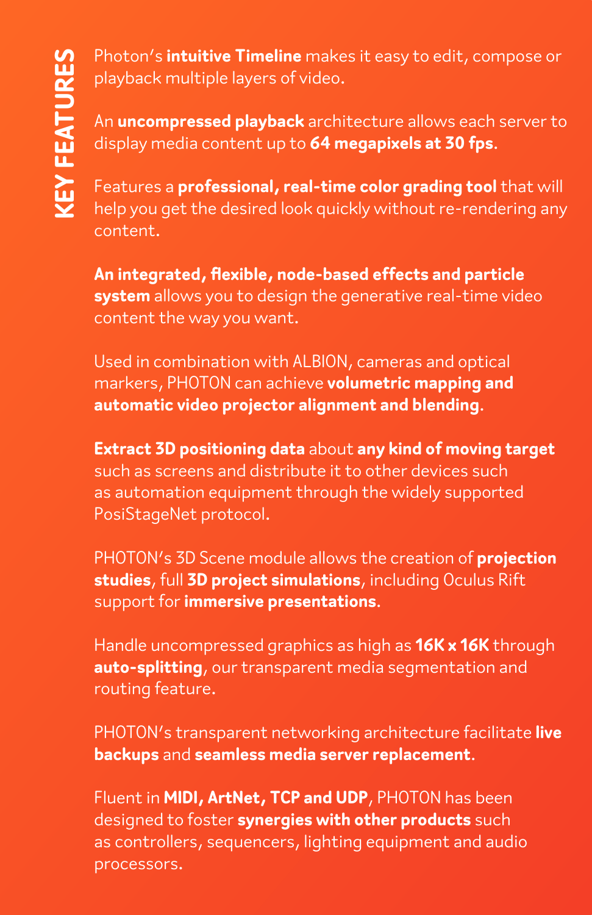## KEY FEATURES

Photon's **intuitive Timeline** makes it easy to edit, compose or playback multiple layers of video.

An **uncompressed playback** architecture allows each server to display media content up to **64 megapixels at 30 fps**.

Features a **professional, real-time color grading tool** that will help you get the desired look quickly without re-rendering any content.

**An integrated, flexible, node-based effects and particle system** allows you to design the generative real-time video content the way you want.

Used in combination with ALBION, cameras and optical markers, PHOTON can achieve **volumetric mapping and automatic video projector alignment and blending**.

**Extract 3D positioning data** about **any kind of moving target** such as screens and distribute it to other devices such as automation equipment through the widely supported PosiStageNet protocol.

PHOTON's 3D Scene module allows the creation of **projection studies**, full **3D project simulations**, including Oculus Rift support for **immersive presentations**.

Handle uncompressed graphics as high as **16K x 16K** through **auto-splitting**, our transparent media segmentation and routing feature.

PHOTON's transparent networking architecture facilitate **live backups** and **seamless media server replacement**.

Fluent in **MIDI, ArtNet, TCP and UDP**, PHOTON has been designed to foster **synergies with other products** such as controllers, sequencers, lighting equipment and audio processors.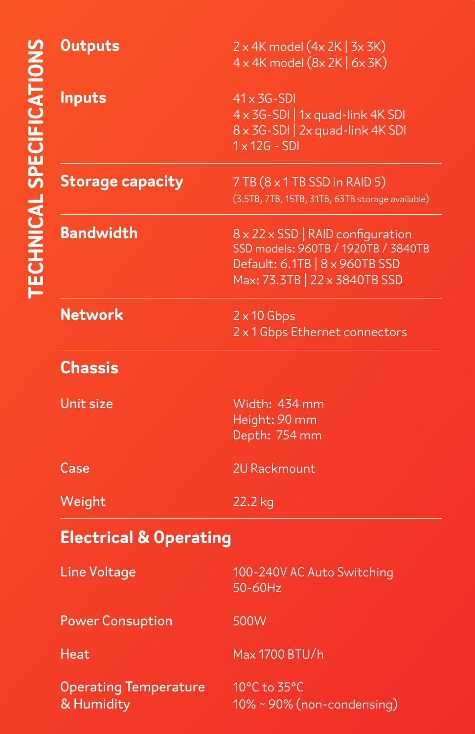# TECHNICAL SPECIFICATIONS

| | |
|---|---|
| **Outputs** | 2 x 4K model (4x 2K \| 3x 3K)<br>4 x 4K model (8x 2K \| 6x 3K) |
| **Inputs** | 41 x 3G-SDI<br>4 x 3G-SDI \| 1x quad-link 4K SDI<br>8 x 3G-SDI \| 2x quad-link 4K SDI<br>1 x 12G - SDI |
| **Storage capacity** | 7 TB (8 x 1 TB SSD in RAID 5)<br>(3.5TB, 7TB, 15TB, 31TB, 63TB storage available) |
| **Bandwidth** | 8 x 22 x SSD \| RAID configuration<br>SSD models: 960TB / 1920TB / 3840TB<br>Default: 6.1TB \| 8 x 960TB SSD<br>Max: 73.3TB \| 22 x 3840TB SSD |
| **Network** | 2 x 10 Gbps<br>2 x 1 Gbps Ethernet connectors |

## Chassis

| | |
|---|---|
| Unit size | Width: 434 mm<br>Height: 90 mm<br>Depth: 754 mm |
| Case | 2U Rackmount |
| Weight | 22.2 kg |

## Electrical & Operating

| | |
|---|---|
| Line Voltage | 100-240V AC Auto Switching<br>50-60Hz |
| Power Consuption | 500W |
| Heat | Max 1700 BTU/h |
| Operating Temperature & Humidity | 10°C to 35°C<br>10% ~ 90% (non-condensing) |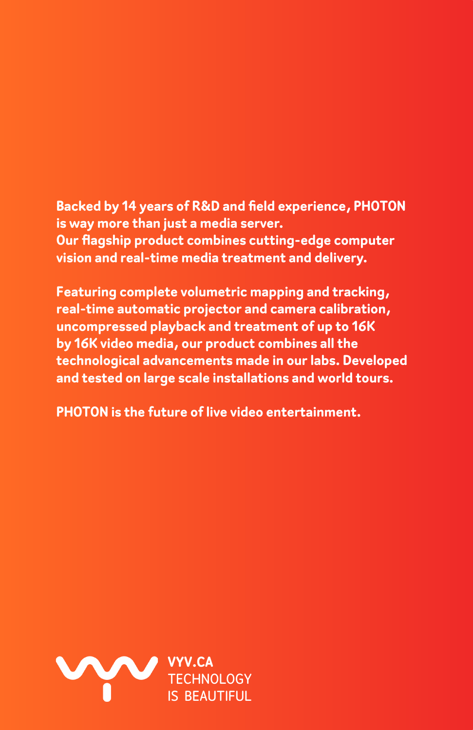**Backed by 14 years of R&D and field experience, PHOTON is way more than just a media server.**
**Our flagship product combines cutting-edge computer vision and real-time media treatment and delivery.**

**Featuring complete volumetric mapping and tracking, real-time automatic projector and camera calibration, uncompressed playback and treatment of up to 16K by 16K video media, our product combines all the technological advancements made in our labs. Developed and tested on large scale installations and world tours.**

**PHOTON is the future of live video entertainment.**

**VYV.CA**
TECHNOLOGY
IS BEAUTIFUL